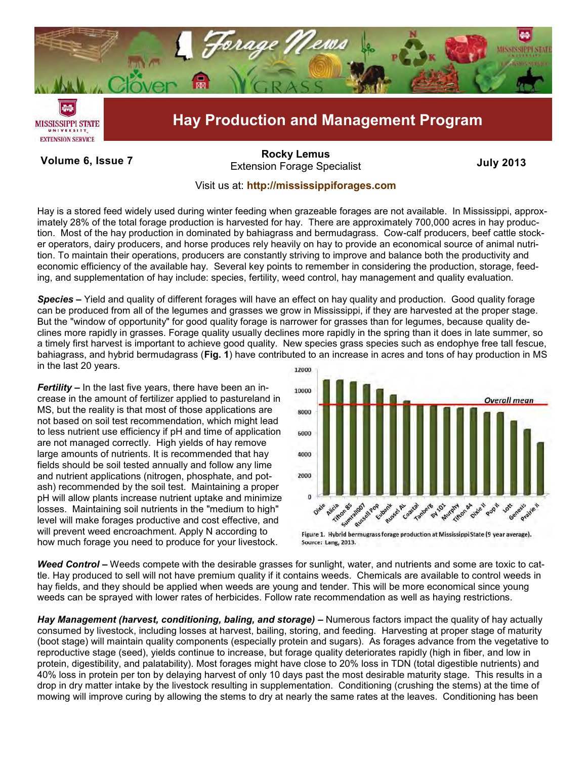# Hay Production and Management Program

**Volume 6, Issue 7** | **Rocky Lemus** Extension Forage Specialist | **July 2013**

Visit us at: **http://mississippiforages.com**

Hay is a stored feed widely used during winter feeding when grazeable forages are not available. In Mississippi, approximately 28% of the total forage production is harvested for hay. There are approximately 700,000 acres in hay production. Most of the hay production in dominated by bahiagrass and bermudagrass. Cow-calf producers, beef cattle stocker operators, dairy producers, and horse produces rely heavily on hay to provide an economical source of animal nutrition. To maintain their operations, producers are constantly striving to improve and balance both the productivity and economic efficiency of the available hay. Several key points to remember in considering the production, storage, feeding, and supplementation of hay include: species, fertility, weed control, hay management and quality evaluation.

***Species*** **–** Yield and quality of different forages will have an effect on hay quality and production. Good quality forage can be produced from all of the legumes and grasses we grow in Mississippi, if they are harvested at the proper stage. But the "window of opportunity" for good quality forage is narrower for grasses than for legumes, because quality declines more rapidly in grasses. Forage quality usually declines more rapidly in the spring than it does in late summer, so a timely first harvest is important to achieve good quality. New species grass species such as endophye free tall fescue, bahiagrass, and hybrid bermudagrass (**Fig. 1**) have contributed to an increase in acres and tons of hay production in MS in the last 20 years.

***Fertility*** **–** In the last five years, there have been an increase in the amount of fertilizer applied to pastureland in MS, but the reality is that most of those applications are not based on soil test recommendation, which might lead to less nutrient use efficiency if pH and time of application are not managed correctly. High yields of hay remove large amounts of nutrients. It is recommended that hay fields should be soil tested annually and follow any lime and nutrient applications (nitrogen, phosphate, and potash) recommended by the soil test. Maintaining a proper pH will allow plants increase nutrient uptake and minimize losses. Maintaining soil nutrients in the "medium to high" level will make forages productive and cost effective, and will prevent weed encroachment. Apply N according to how much forage you need to produce for your livestock.

Figure 1. Hybrid bermugrass forage production at Mississippi State (9 year average). Source: Lang, 2013.

***Weed Control*** **–** Weeds compete with the desirable grasses for sunlight, water, and nutrients and some are toxic to cattle. Hay produced to sell will not have premium quality if it contains weeds. Chemicals are available to control weeds in hay fields, and they should be applied when weeds are young and tender. This will be more economical since young weeds can be sprayed with lower rates of herbicides. Follow rate recommendation as well as haying restrictions.

***Hay Management (harvest, conditioning, baling, and storage)*** **–** Numerous factors impact the quality of hay actually consumed by livestock, including losses at harvest, bailing, storing, and feeding. Harvesting at proper stage of maturity (boot stage) will maintain quality components (especially protein and sugars). As forages advance from the vegetative to reproductive stage (seed), yields continue to increase, but forage quality deteriorates rapidly (high in fiber, and low in protein, digestibility, and palatability). Most forages might have close to 20% loss in TDN (total digestible nutrients) and 40% loss in protein per ton by delaying harvest of only 10 days past the most desirable maturity stage. This results in a drop in dry matter intake by the livestock resulting in supplementation. Conditioning (crushing the stems) at the time of mowing will improve curing by allowing the stems to dry at nearly the same rates at the leaves. Conditioning has been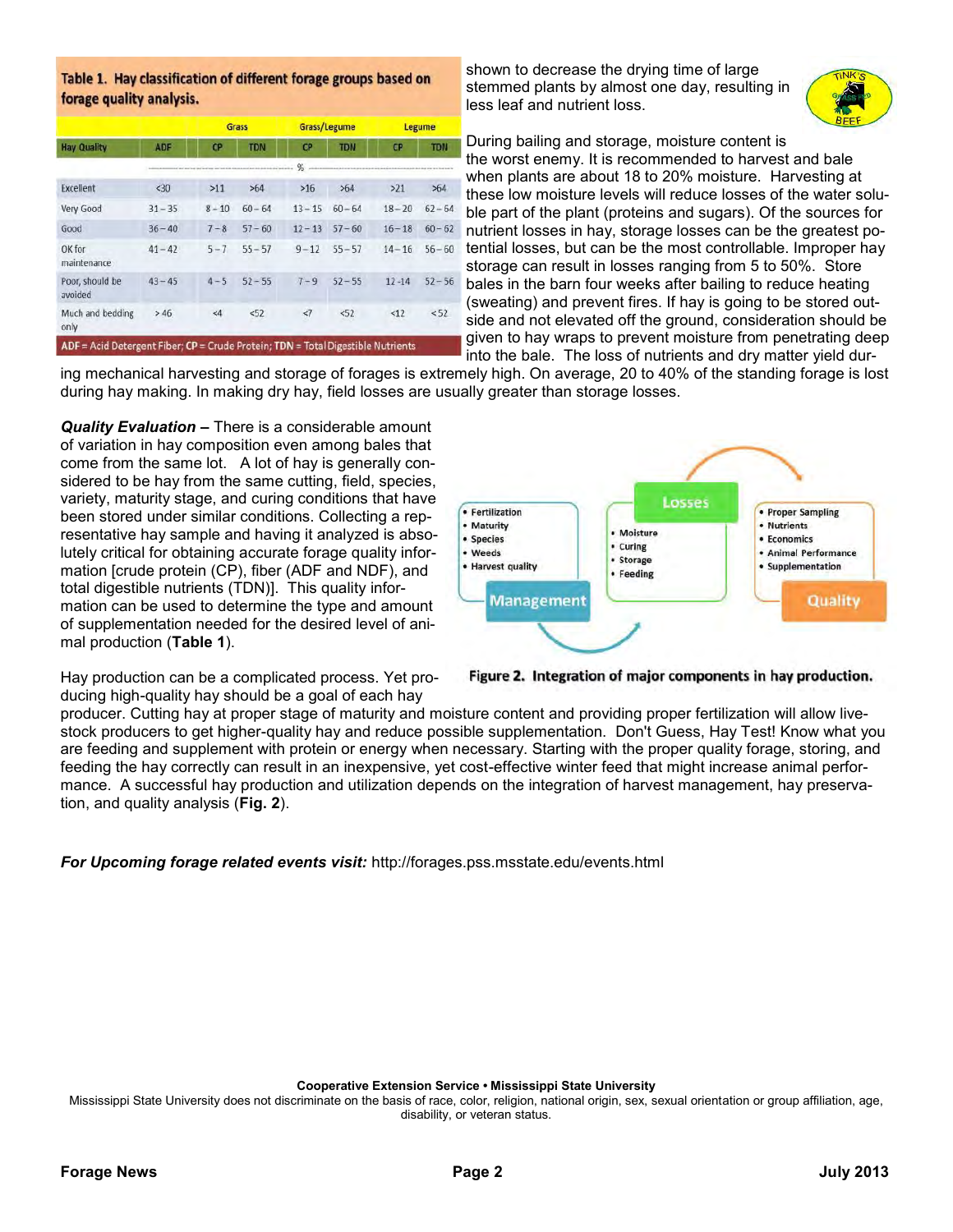**Table 1. Hay classification of different forge groups based on forage quality analysis.**

| Hay Quality | ADF | Grass | | Grass/Legume | | Legume | |
|---|---|---|---|---|---|---|---|
| | | CP | TDN | CP | TDN | CP | TDN |
| | % | | | | | | |
| Excellent | <30 | >11 | >64 | >16 | >64 | >21 | >64 |
| Very Good | 31 – 35 | 8 – 10 | 60 – 64 | 13 – 15 | 60 – 64 | 18 – 20 | 62 – 64 |
| Good | 36 – 40 | 7 – 8 | 57 – 60 | 12 – 13 | 57 – 60 | 16 – 18 | 60 – 62 |
| OK for maintenance | 41 – 42 | 5 – 7 | 55 – 57 | 9 – 12 | 55 – 57 | 14 – 16 | 56 – 60 |
| Poor, should be avoided | 43 – 45 | 4 – 5 | 52 – 55 | 7 – 9 | 52 – 55 | 12 -14 | 52 – 56 |
| Much and bedding only | > 46 | <4 | <52 | <7 | <52 | <12 | < 52 |

ADF = Acid Detergent Fiber; CP = Crude Protein; TDN = Total Digestible Nutrients

shown to decrease the drying time of large stemmed plants by almost one day, resulting in less leaf and nutrient loss.

During bailing and storage, moisture content is the worst enemy. It is recommended to harvest and bale when plants are about 18 to 20% moisture. Harvesting at these low moisture levels will reduce losses of the water soluble part of the plant (proteins and sugars). Of the sources for nutrient losses in hay, storage losses can be the greatest potential losses, but can be the most controllable. Improper hay storage can result in losses ranging from 5 to 50%. Store bales in the barn four weeks after bailing to reduce heating (sweating) and prevent fires. If hay is going to be stored outside and not elevated off the ground, consideration should be given to hay wraps to prevent moisture from penetrating deep into the bale. The loss of nutrients and dry matter yield during mechanical harvesting and storage of forages is extremely high. On average, 20 to 40% of the standing forage is lost during hay making. In making dry hay, field losses are usually greater than storage losses.

***Quality Evaluation –*** There is a considerable amount of variation in hay composition even among bales that come from the same lot. A lot of hay is generally considered to be hay from the same cutting, field, species, variety, maturity stage, and curing conditions that have been stored under similar conditions. Collecting a representative hay sample and having it analyzed is absolutely critical for obtaining accurate forage quality information [crude protein (CP), fiber (ADF and NDF), and total digestible nutrients (TDN)]. This quality information can be used to determine the type and amount of supplementation needed for the desired level of animal production (**Table 1**).

Management
- Fertilization
- Maturity
- Species
- Weeds
- Harvest quality

Losses
- Moisture
- Curing
- Storage
- Feeding

Quality
- Proper Sampling
- Nutrients
- Economics
- Animal Performance
- Supplementation

**Figure 2. Integration of major components in hay production.**

Hay production can be a complicated process. Yet producing high-quality hay should be a goal of each hay producer. Cutting hay at proper stage of maturity and moisture content and providing proper fertilization will allow livestock producers to get higher-quality hay and reduce possible supplementation. Don't Guess, Hay Test! Know what you are feeding and supplement with protein or energy when necessary. Starting with the proper quality forage, storing, and feeding the hay correctly can result in an inexpensive, yet cost-effective winter feed that might increase animal performance. A successful hay production and utilization depends on the integration of harvest management, hay preservation, and quality analysis (**Fig. 2**).

***For Upcoming forage related events visit:*** http://forages.pss.msstate.edu/events.html

**Cooperative Extension Service • Mississippi State University**

Mississippi State University does not discriminate on the basis of race, color, religion, national origin, sex, sexual orientation or group affiliation, age, disability, or veteran status.